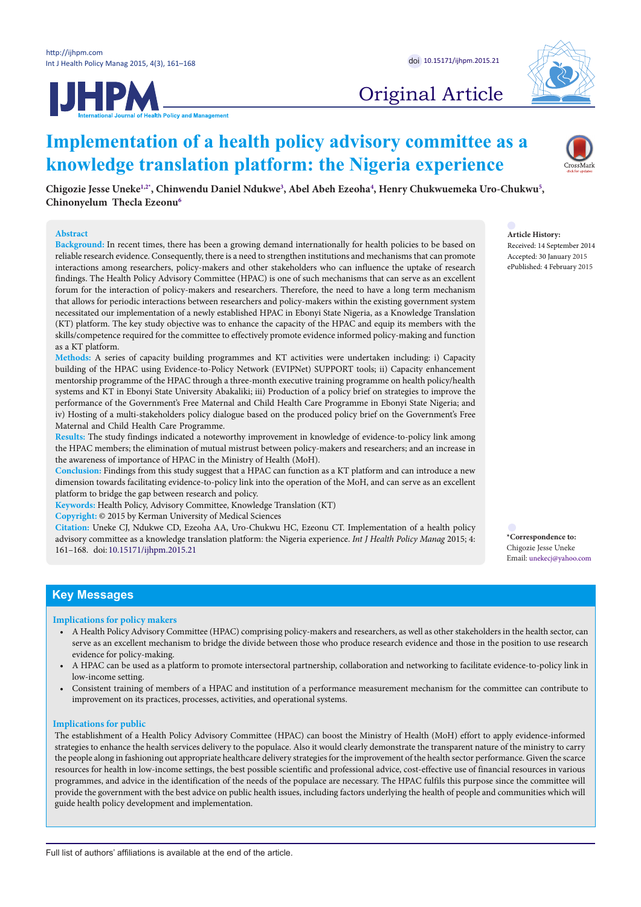Original Article

# Implementation of a health policy advisory committee as a knowledge translation platform: the Nigeria experience

**Chigozie Jesse Uneke[1,2*], Chinwendu Daniel Ndukwe[3], Abel Abeh Ezeoha[4], Henry Chukwuemeka Uro-Chukwu[5], Chinonyelum Thecla Ezeonu[6]**

**Article History:**
Received: 14 September 2014
Accepted: 30 January 2015
ePublished: 4 February 2015

**\*Correspondence to:**
Chigozie Jesse Uneke
Email: unekecj@yahoo.com

## Abstract

**Background:** In recent times, there has been a growing demand internationally for health policies to be based on reliable research evidence. Consequently, there is a need to strengthen institutions and mechanisms that can promote interactions among researchers, policy-makers and other stakeholders who can influence the uptake of research findings. The Health Policy Advisory Committee (HPAC) is one of such mechanisms that can serve as an excellent forum for the interaction of policy-makers and researchers. Therefore, the need to have a long term mechanism that allows for periodic interactions between researchers and policy-makers within the existing government system necessitated our implementation of a newly established HPAC in Ebonyi State Nigeria, as a Knowledge Translation (KT) platform. The key study objective was to enhance the capacity of the HPAC and equip its members with the skills/competence required for the committee to effectively promote evidence informed policy-making and function as a KT platform.

**Methods:** A series of capacity building programmes and KT activities were undertaken including: i) Capacity building of the HPAC using Evidence-to-Policy Network (EVIPNet) SUPPORT tools; ii) Capacity enhancement mentorship programme of the HPAC through a three-month executive training programme on health policy/health systems and KT in Ebonyi State University Abakaliki; iii) Production of a policy brief on strategies to improve the performance of the Government's Free Maternal and Child Health Care Programme in Ebonyi State Nigeria; and iv) Hosting of a multi-stakeholders policy dialogue based on the produced policy brief on the Government's Free Maternal and Child Health Care Programme.

**Results:** The study findings indicated a noteworthy improvement in knowledge of evidence-to-policy link among the HPAC members; the elimination of mutual mistrust between policy-makers and researchers; and an increase in the awareness of importance of HPAC in the Ministry of Health (MoH).

**Conclusion:** Findings from this study suggest that a HPAC can function as a KT platform and can introduce a new dimension towards facilitating evidence-to-policy link into the operation of the MoH, and can serve as an excellent platform to bridge the gap between research and policy.

**Keywords:** Health Policy, Advisory Committee, Knowledge Translation (KT)

**Copyright:** © 2015 by Kerman University of Medical Sciences

**Citation:** Uneke CJ, Ndukwe CD, Ezeoha AA, Uro-Chukwu HC, Ezeonu CT. Implementation of a health policy advisory committee as a knowledge translation platform: the Nigeria experience. *Int J Health Policy Manag* 2015; 4: 161–168. doi: 10.15171/ijhpm.2015.21

## Key Messages

### Implications for policy makers

- A Health Policy Advisory Committee (HPAC) comprising policy-makers and researchers, as well as other stakeholders in the health sector, can serve as an excellent mechanism to bridge the divide between those who produce research evidence and those in the position to use research evidence for policy-making.
- A HPAC can be used as a platform to promote intersectoral partnership, collaboration and networking to facilitate evidence-to-policy link in low-income setting.
- Consistent training of members of a HPAC and institution of a performance measurement mechanism for the committee can contribute to improvement on its practices, processes, activities, and operational systems.

### Implications for public

The establishment of a Health Policy Advisory Committee (HPAC) can boost the Ministry of Health (MoH) effort to apply evidence-informed strategies to enhance the health services delivery to the populace. Also it would clearly demonstrate the transparent nature of the ministry to carry the people along in fashioning out appropriate healthcare delivery strategies for the improvement of the health sector performance. Given the scarce resources for health in low-income settings, the best possible scientific and professional advice, cost-effective use of financial resources in various programmes, and advice in the identification of the needs of the populace are necessary. The HPAC fulfils this purpose since the committee will provide the government with the best advice on public health issues, including factors underlying the health of people and communities which will guide health policy development and implementation.

Full list of authors' affiliations is available at the end of the article.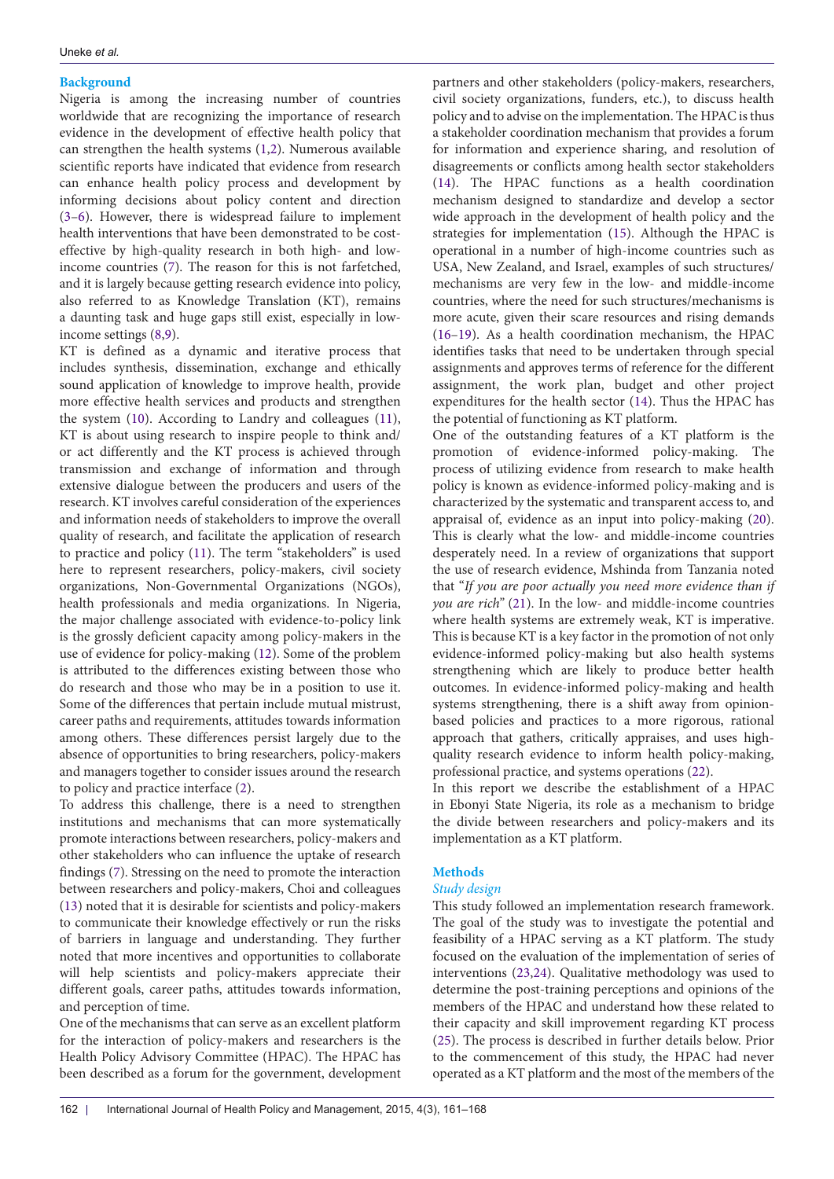## Background

Nigeria is among the increasing number of countries worldwide that are recognizing the importance of research evidence in the development of effective health policy that can strengthen the health systems (1,2). Numerous available scientific reports have indicated that evidence from research can enhance health policy process and development by informing decisions about policy content and direction (3–6). However, there is widespread failure to implement health interventions that have been demonstrated to be cost-effective by high-quality research in both high- and low-income countries (7). The reason for this is not farfetched, and it is largely because getting research evidence into policy, also referred to as Knowledge Translation (KT), remains a daunting task and huge gaps still exist, especially in low-income settings (8,9).

KT is defined as a dynamic and iterative process that includes synthesis, dissemination, exchange and ethically sound application of knowledge to improve health, provide more effective health services and products and strengthen the system (10). According to Landry and colleagues (11), KT is about using research to inspire people to think and/or act differently and the KT process is achieved through transmission and exchange of information and through extensive dialogue between the producers and users of the research. KT involves careful consideration of the experiences and information needs of stakeholders to improve the overall quality of research, and facilitate the application of research to practice and policy (11). The term "stakeholders" is used here to represent researchers, policy-makers, civil society organizations, Non-Governmental Organizations (NGOs), health professionals and media organizations. In Nigeria, the major challenge associated with evidence-to-policy link is the grossly deficient capacity among policy-makers in the use of evidence for policy-making (12). Some of the problem is attributed to the differences existing between those who do research and those who may be in a position to use it. Some of the differences that pertain include mutual mistrust, career paths and requirements, attitudes towards information among others. These differences persist largely due to the absence of opportunities to bring researchers, policy-makers and managers together to consider issues around the research to policy and practice interface (2).

To address this challenge, there is a need to strengthen institutions and mechanisms that can more systematically promote interactions between researchers, policy-makers and other stakeholders who can influence the uptake of research findings (7). Stressing on the need to promote the interaction between researchers and policy-makers, Choi and colleagues (13) noted that it is desirable for scientists and policy-makers to communicate their knowledge effectively or run the risks of barriers in language and understanding. They further noted that more incentives and opportunities to collaborate will help scientists and policy-makers appreciate their different goals, career paths, attitudes towards information, and perception of time.

One of the mechanisms that can serve as an excellent platform for the interaction of policy-makers and researchers is the Health Policy Advisory Committee (HPAC). The HPAC has been described as a forum for the government, development partners and other stakeholders (policy-makers, researchers, civil society organizations, funders, etc.), to discuss health policy and to advise on the implementation. The HPAC is thus a stakeholder coordination mechanism that provides a forum for information and experience sharing, and resolution of disagreements or conflicts among health sector stakeholders (14). The HPAC functions as a health coordination mechanism designed to standardize and develop a sector wide approach in the development of health policy and the strategies for implementation (15). Although the HPAC is operational in a number of high-income countries such as USA, New Zealand, and Israel, examples of such structures/mechanisms are very few in the low- and middle-income countries, where the need for such structures/mechanisms is more acute, given their scare resources and rising demands (16–19). As a health coordination mechanism, the HPAC identifies tasks that need to be undertaken through special assignments and approves terms of reference for the different assignment, the work plan, budget and other project expenditures for the health sector (14). Thus the HPAC has the potential of functioning as KT platform.

One of the outstanding features of a KT platform is the promotion of evidence-informed policy-making. The process of utilizing evidence from research to make health policy is known as evidence-informed policy-making and is characterized by the systematic and transparent access to, and appraisal of, evidence as an input into policy-making (20). This is clearly what the low- and middle-income countries desperately need. In a review of organizations that support the use of research evidence, Mshinda from Tanzania noted that "*If you are poor actually you need more evidence than if you are rich*" (21). In the low- and middle-income countries where health systems are extremely weak, KT is imperative. This is because KT is a key factor in the promotion of not only evidence-informed policy-making but also health systems strengthening which are likely to produce better health outcomes. In evidence-informed policy-making and health systems strengthening, there is a shift away from opinion-based policies and practices to a more rigorous, rational approach that gathers, critically appraises, and uses high-quality research evidence to inform health policy-making, professional practice, and systems operations (22).

In this report we describe the establishment of a HPAC in Ebonyi State Nigeria, its role as a mechanism to bridge the divide between researchers and policy-makers and its implementation as a KT platform.

## Methods

### *Study design*

This study followed an implementation research framework. The goal of the study was to investigate the potential and feasibility of a HPAC serving as a KT platform. The study focused on the evaluation of the implementation of series of interventions (23,24). Qualitative methodology was used to determine the post-training perceptions and opinions of the members of the HPAC and understand how these related to their capacity and skill improvement regarding KT process (25). The process is described in further details below. Prior to the commencement of this study, the HPAC had never operated as a KT platform and the most of the members of the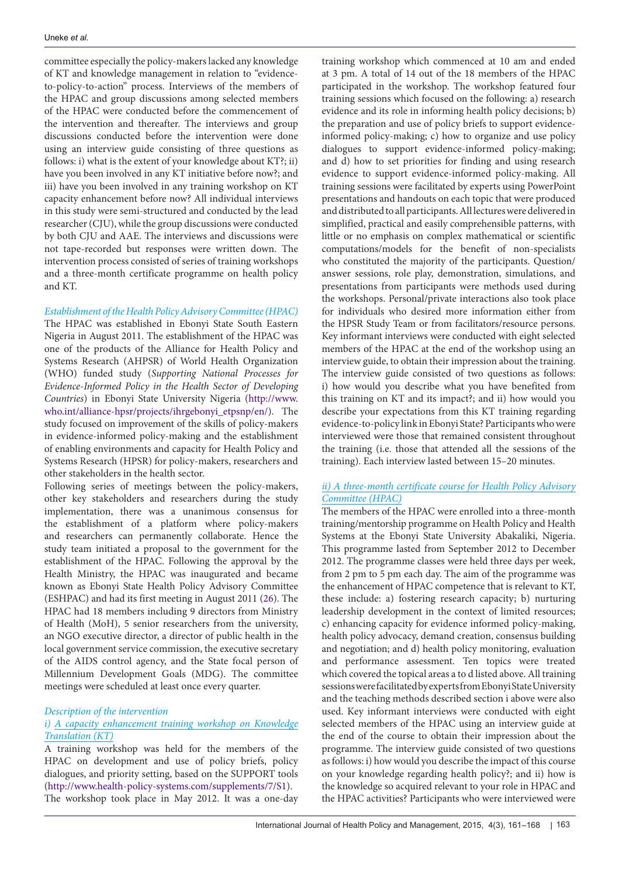committee especially the policy-makers lacked any knowledge of KT and knowledge management in relation to "evidence-to-policy-to-action" process. Interviews of the members of the HPAC and group discussions among selected members of the HPAC were conducted before the commencement of the intervention and thereafter. The interviews and group discussions conducted before the intervention were done using an interview guide consisting of three questions as follows: i) what is the extent of your knowledge about KT?; ii) have you been involved in any KT initiative before now?; and iii) have you been involved in any training workshop on KT capacity enhancement before now? All individual interviews in this study were semi-structured and conducted by the lead researcher (CJU), while the group discussions were conducted by both CJU and AAE. The interviews and discussions were not tape-recorded but responses were written down. The intervention process consisted of series of training workshops and a three-month certificate programme on health policy and KT.

*Establishment of the Health Policy Advisory Committee (HPAC)*

The HPAC was established in Ebonyi State South Eastern Nigeria in August 2011. The establishment of the HPAC was one of the products of the Alliance for Health Policy and Systems Research (AHPSR) of World Health Organization (WHO) funded study (*Supporting National Processes for Evidence-Informed Policy in the Health Sector of Developing Countries*) in Ebonyi State University Nigeria (http://www.who.int/alliance-hpsr/projects/ihrgebonyi_etpsnp/en/). The study focused on improvement of the skills of policy-makers in evidence-informed policy-making and the establishment of enabling environments and capacity for Health Policy and Systems Research (HPSR) for policy-makers, researchers and other stakeholders in the health sector.

Following series of meetings between the policy-makers, other key stakeholders and researchers during the study implementation, there was a unanimous consensus for the establishment of a platform where policy-makers and researchers can permanently collaborate. Hence the study team initiated a proposal to the government for the establishment of the HPAC. Following the approval by the Health Ministry, the HPAC was inaugurated and became known as Ebonyi State Health Policy Advisory Committee (ESHPAC) and had its first meeting in August 2011 (26). The HPAC had 18 members including 9 directors from Ministry of Health (MoH), 5 senior researchers from the university, an NGO executive director, a director of public health in the local government service commission, the executive secretary of the AIDS control agency, and the State focal person of Millennium Development Goals (MDG). The committee meetings were scheduled at least once every quarter.

*Description of the intervention*

*i) A capacity enhancement training workshop on Knowledge Translation (KT)*

A training workshop was held for the members of the HPAC on development and use of policy briefs, policy dialogues, and priority setting, based on the SUPPORT tools (http://www.health-policy-systems.com/supplements/7/S1). The workshop took place in May 2012. It was a one-day training workshop which commenced at 10 am and ended at 3 pm. A total of 14 out of the 18 members of the HPAC participated in the workshop. The workshop featured four training sessions which focused on the following: a) research evidence and its role in informing health policy decisions; b) the preparation and use of policy briefs to support evidence-informed policy-making; c) how to organize and use policy dialogues to support evidence-informed policy-making; and d) how to set priorities for finding and using research evidence to support evidence-informed policy-making. All training sessions were facilitated by experts using PowerPoint presentations and handouts on each topic that were produced and distributed to all participants. All lectures were delivered in simplified, practical and easily comprehensible patterns, with little or no emphasis on complex mathematical or scientific computations/models for the benefit of non-specialists who constituted the majority of the participants. Question/answer sessions, role play, demonstration, simulations, and presentations from participants were methods used during the workshops. Personal/private interactions also took place for individuals who desired more information either from the HPSR Study Team or from facilitators/resource persons. Key informant interviews were conducted with eight selected members of the HPAC at the end of the workshop using an interview guide, to obtain their impression about the training. The interview guide consisted of two questions as follows: i) how would you describe what you have benefited from this training on KT and its impact?; and ii) how would you describe your expectations from this KT training regarding evidence-to-policy link in Ebonyi State? Participants who were interviewed were those that remained consistent throughout the training (i.e. those that attended all the sessions of the training). Each interview lasted between 15–20 minutes.

*ii) A three-month certificate course for Health Policy Advisory Committee (HPAC)*

The members of the HPAC were enrolled into a three-month training/mentorship programme on Health Policy and Health Systems at the Ebonyi State University Abakaliki, Nigeria. This programme lasted from September 2012 to December 2012. The programme classes were held three days per week, from 2 pm to 5 pm each day. The aim of the programme was the enhancement of HPAC competence that is relevant to KT, these include: a) fostering research capacity; b) nurturing leadership development in the context of limited resources; c) enhancing capacity for evidence informed policy-making, health policy advocacy, demand creation, consensus building and negotiation; and d) health policy monitoring, evaluation and performance assessment. Ten topics were treated which covered the topical areas a to d listed above. All training sessions were facilitated by experts from Ebonyi State University and the teaching methods described section i above were also used. Key informant interviews were conducted with eight selected members of the HPAC using an interview guide at the end of the course to obtain their impression about the programme. The interview guide consisted of two questions as follows: i) how would you describe the impact of this course on your knowledge regarding health policy?; and ii) how is the knowledge so acquired relevant to your role in HPAC and the HPAC activities? Participants who were interviewed were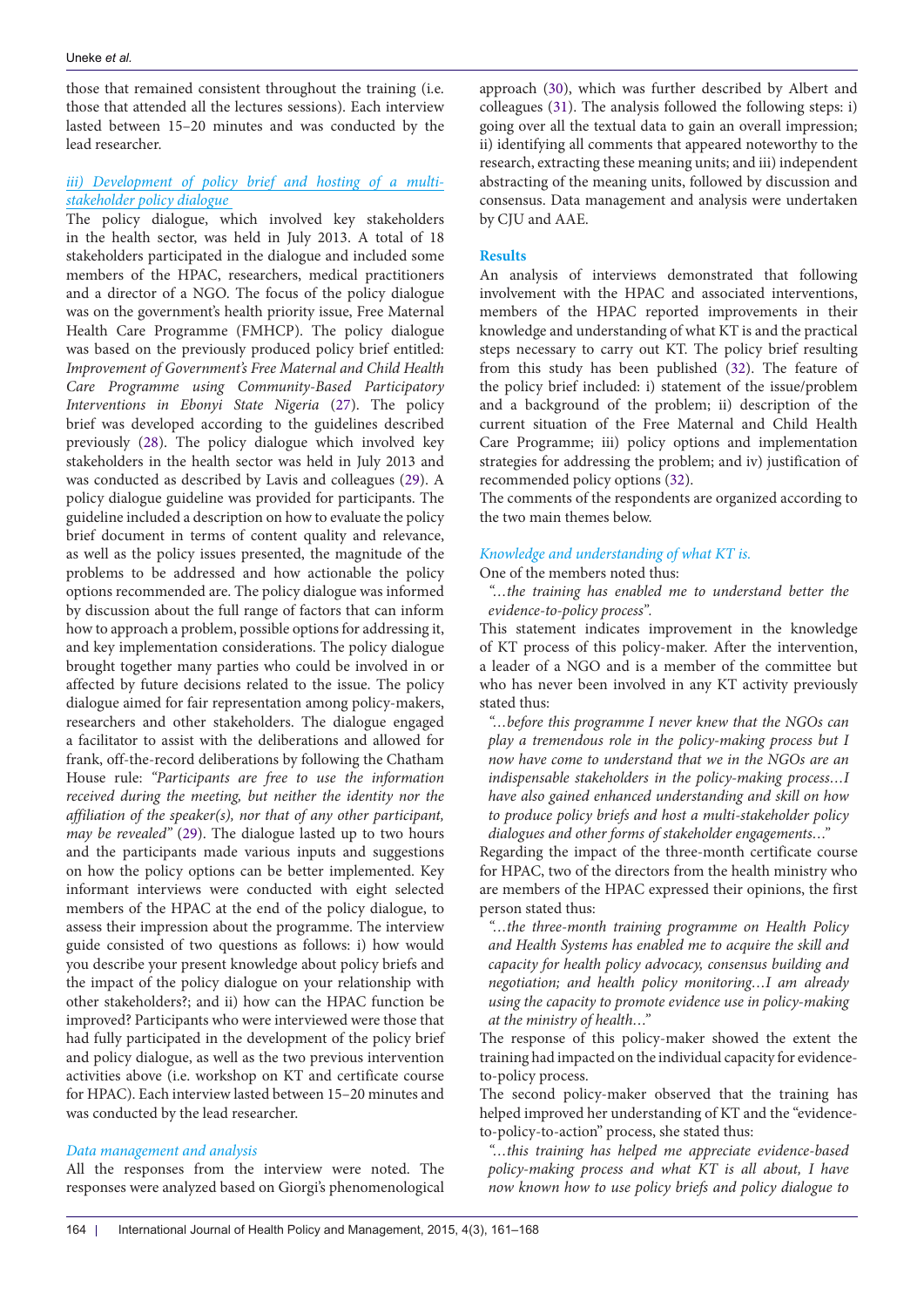those that remained consistent throughout the training (i.e. those that attended all the lectures sessions). Each interview lasted between 15–20 minutes and was conducted by the lead researcher.

*iii) Development of policy brief and hosting of a multi-stakeholder policy dialogue*

The policy dialogue, which involved key stakeholders in the health sector, was held in July 2013. A total of 18 stakeholders participated in the dialogue and included some members of the HPAC, researchers, medical practitioners and a director of a NGO. The focus of the policy dialogue was on the government's health priority issue, Free Maternal Health Care Programme (FMHCP). The policy dialogue was based on the previously produced policy brief entitled: *Improvement of Government's Free Maternal and Child Health Care Programme using Community-Based Participatory Interventions in Ebonyi State Nigeria* (27). The policy brief was developed according to the guidelines described previously (28). The policy dialogue which involved key stakeholders in the health sector was held in July 2013 and was conducted as described by Lavis and colleagues (29). A policy dialogue guideline was provided for participants. The guideline included a description on how to evaluate the policy brief document in terms of content quality and relevance, as well as the policy issues presented, the magnitude of the problems to be addressed and how actionable the policy options recommended are. The policy dialogue was informed by discussion about the full range of factors that can inform how to approach a problem, possible options for addressing it, and key implementation considerations. The policy dialogue brought together many parties who could be involved in or affected by future decisions related to the issue. The policy dialogue aimed for fair representation among policy-makers, researchers and other stakeholders. The dialogue engaged a facilitator to assist with the deliberations and allowed for frank, off-the-record deliberations by following the Chatham House rule: *"Participants are free to use the information received during the meeting, but neither the identity nor the affiliation of the speaker(s), nor that of any other participant, may be revealed"* (29). The dialogue lasted up to two hours and the participants made various inputs and suggestions on how the policy options can be better implemented. Key informant interviews were conducted with eight selected members of the HPAC at the end of the policy dialogue, to assess their impression about the programme. The interview guide consisted of two questions as follows: i) how would you describe your present knowledge about policy briefs and the impact of the policy dialogue on your relationship with other stakeholders?; and ii) how can the HPAC function be improved? Participants who were interviewed were those that had fully participated in the development of the policy brief and policy dialogue, as well as the two previous intervention activities above (i.e. workshop on KT and certificate course for HPAC). Each interview lasted between 15–20 minutes and was conducted by the lead researcher.

*Data management and analysis*

All the responses from the interview were noted. The responses were analyzed based on Giorgi's phenomenological approach (30), which was further described by Albert and colleagues (31). The analysis followed the following steps: i) going over all the textual data to gain an overall impression; ii) identifying all comments that appeared noteworthy to the research, extracting these meaning units; and iii) independent abstracting of the meaning units, followed by discussion and consensus. Data management and analysis were undertaken by CJU and AAE.

## Results

An analysis of interviews demonstrated that following involvement with the HPAC and associated interventions, members of the HPAC reported improvements in their knowledge and understanding of what KT is and the practical steps necessary to carry out KT. The policy brief resulting from this study has been published (32). The feature of the policy brief included: i) statement of the issue/problem and a background of the problem; ii) description of the current situation of the Free Maternal and Child Health Care Programme; iii) policy options and implementation strategies for addressing the problem; and iv) justification of recommended policy options (32).

The comments of the respondents are organized according to the two main themes below.

*Knowledge and understanding of what KT is.*

One of the members noted thus:

*"…the training has enabled me to understand better the evidence-to-policy process".*

This statement indicates improvement in the knowledge of KT process of this policy-maker. After the intervention, a leader of a NGO and is a member of the committee but who has never been involved in any KT activity previously stated thus:

*"…before this programme I never knew that the NGOs can play a tremendous role in the policy-making process but I now have come to understand that we in the NGOs are an indispensable stakeholders in the policy-making process…I have also gained enhanced understanding and skill on how to produce policy briefs and host a multi-stakeholder policy dialogues and other forms of stakeholder engagements…"*

Regarding the impact of the three-month certificate course for HPAC, two of the directors from the health ministry who are members of the HPAC expressed their opinions, the first person stated thus:

*"…the three-month training programme on Health Policy and Health Systems has enabled me to acquire the skill and capacity for health policy advocacy, consensus building and negotiation; and health policy monitoring…I am already using the capacity to promote evidence use in policy-making at the ministry of health…"*

The response of this policy-maker showed the extent the training had impacted on the individual capacity for evidence-to-policy process.

The second policy-maker observed that the training has helped improved her understanding of KT and the "evidence-to-policy-to-action" process, she stated thus:

*"…this training has helped me appreciate evidence-based policy-making process and what KT is all about, I have now known how to use policy briefs and policy dialogue to*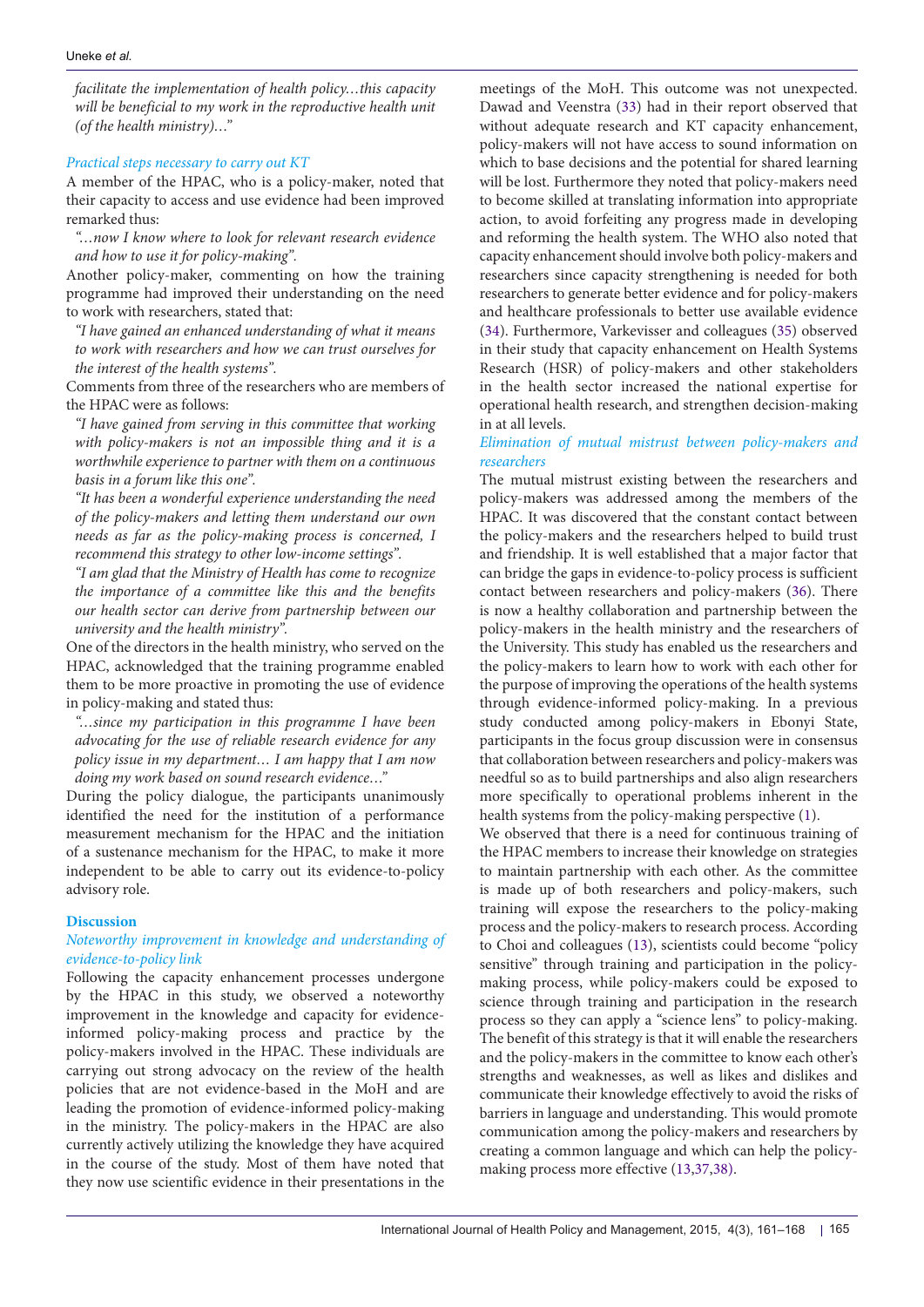*facilitate the implementation of health policy…this capacity will be beneficial to my work in the reproductive health unit (of the health ministry)…"*

*Practical steps necessary to carry out KT*

A member of the HPAC, who is a policy-maker, noted that their capacity to access and use evidence had been improved remarked thus:

*"…now I know where to look for relevant research evidence and how to use it for policy-making".*

Another policy-maker, commenting on how the training programme had improved their understanding on the need to work with researchers, stated that:

*"I have gained an enhanced understanding of what it means to work with researchers and how we can trust ourselves for the interest of the health systems".*

Comments from three of the researchers who are members of the HPAC were as follows:

*"I have gained from serving in this committee that working with policy-makers is not an impossible thing and it is a worthwhile experience to partner with them on a continuous basis in a forum like this one".*

*"It has been a wonderful experience understanding the need of the policy-makers and letting them understand our own needs as far as the policy-making process is concerned, I recommend this strategy to other low-income settings".*

*"I am glad that the Ministry of Health has come to recognize the importance of a committee like this and the benefits our health sector can derive from partnership between our university and the health ministry".*

One of the directors in the health ministry, who served on the HPAC, acknowledged that the training programme enabled them to be more proactive in promoting the use of evidence in policy-making and stated thus:

*"…since my participation in this programme I have been advocating for the use of reliable research evidence for any policy issue in my department… I am happy that I am now doing my work based on sound research evidence…"*

During the policy dialogue, the participants unanimously identified the need for the institution of a performance measurement mechanism for the HPAC and the initiation of a sustenance mechanism for the HPAC, to make it more independent to be able to carry out its evidence-to-policy advisory role.

## Discussion

*Noteworthy improvement in knowledge and understanding of evidence-to-policy link*

Following the capacity enhancement processes undergone by the HPAC in this study, we observed a noteworthy improvement in the knowledge and capacity for evidence-informed policy-making process and practice by the policy-makers involved in the HPAC. These individuals are carrying out strong advocacy on the review of the health policies that are not evidence-based in the MoH and are leading the promotion of evidence-informed policy-making in the ministry. The policy-makers in the HPAC are also currently actively utilizing the knowledge they have acquired in the course of the study. Most of them have noted that they now use scientific evidence in their presentations in the meetings of the MoH. This outcome was not unexpected. Dawad and Veenstra (33) had in their report observed that without adequate research and KT capacity enhancement, policy-makers will not have access to sound information on which to base decisions and the potential for shared learning will be lost. Furthermore they noted that policy-makers need to become skilled at translating information into appropriate action, to avoid forfeiting any progress made in developing and reforming the health system. The WHO also noted that capacity enhancement should involve both policy-makers and researchers since capacity strengthening is needed for both researchers to generate better evidence and for policy-makers and healthcare professionals to better use available evidence (34). Furthermore, Varkevisser and colleagues (35) observed in their study that capacity enhancement on Health Systems Research (HSR) of policy-makers and other stakeholders in the health sector increased the national expertise for operational health research, and strengthen decision-making in at all levels.

*Elimination of mutual mistrust between policy-makers and researchers*

The mutual mistrust existing between the researchers and policy-makers was addressed among the members of the HPAC. It was discovered that the constant contact between the policy-makers and the researchers helped to build trust and friendship. It is well established that a major factor that can bridge the gaps in evidence-to-policy process is sufficient contact between researchers and policy-makers (36). There is now a healthy collaboration and partnership between the policy-makers in the health ministry and the researchers of the University. This study has enabled us the researchers and the policy-makers to learn how to work with each other for the purpose of improving the operations of the health systems through evidence-informed policy-making. In a previous study conducted among policy-makers in Ebonyi State, participants in the focus group discussion were in consensus that collaboration between researchers and policy-makers was needful so as to build partnerships and also align researchers more specifically to operational problems inherent in the health systems from the policy-making perspective (1).

We observed that there is a need for continuous training of the HPAC members to increase their knowledge on strategies to maintain partnership with each other. As the committee is made up of both researchers and policy-makers, such training will expose the researchers to the policy-making process and the policy-makers to research process. According to Choi and colleagues (13), scientists could become "policy sensitive" through training and participation in the policy-making process, while policy-makers could be exposed to science through training and participation in the research process so they can apply a "science lens" to policy-making. The benefit of this strategy is that it will enable the researchers and the policy-makers in the committee to know each other's strengths and weaknesses, as well as likes and dislikes and communicate their knowledge effectively to avoid the risks of barriers in language and understanding. This would promote communication among the policy-makers and researchers by creating a common language and which can help the policy-making process more effective (13,37,38).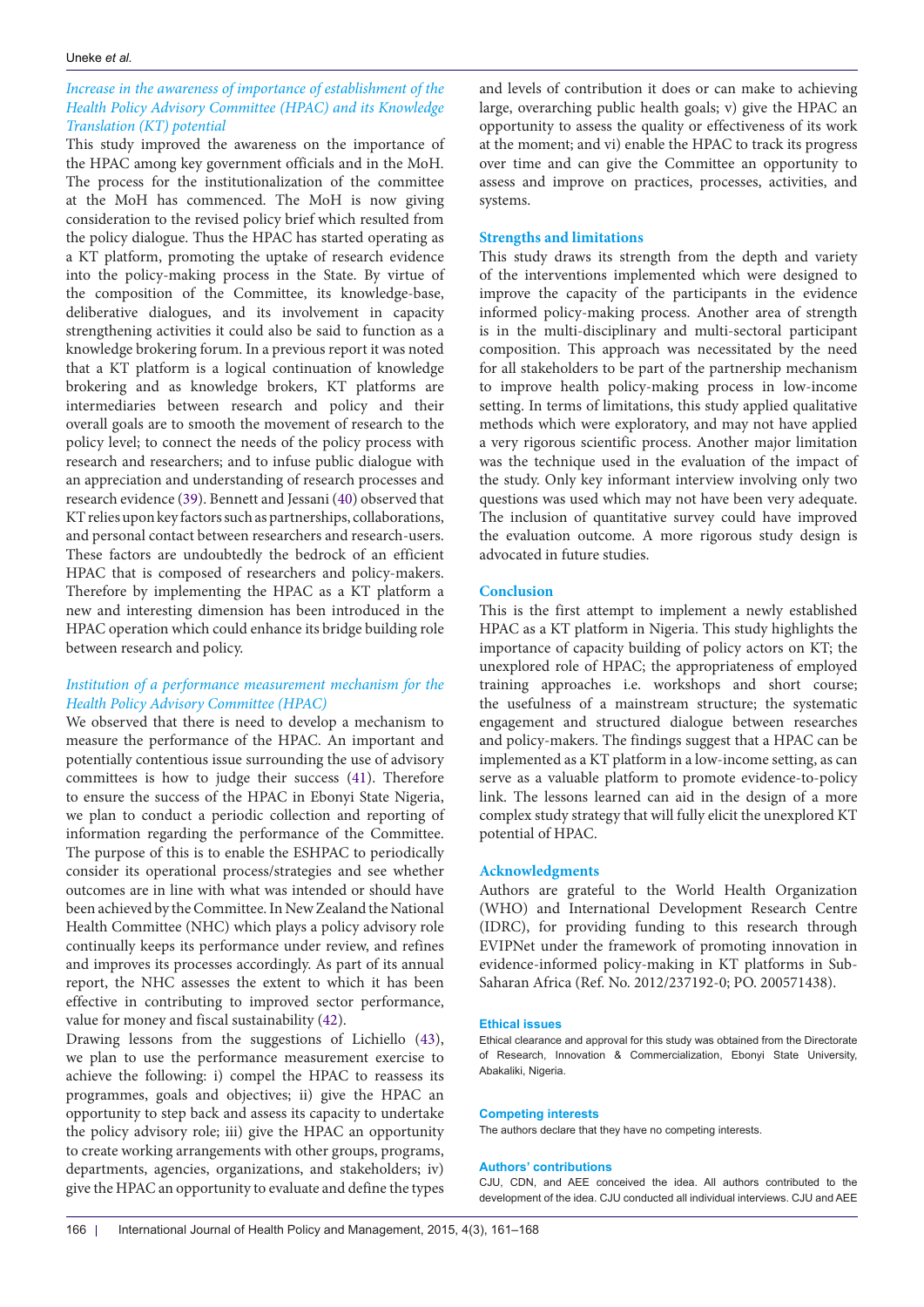### *Increase in the awareness of importance of establishment of the Health Policy Advisory Committee (HPAC) and its Knowledge Translation (KT) potential*

This study improved the awareness on the importance of the HPAC among key government officials and in the MoH. The process for the institutionalization of the committee at the MoH has commenced. The MoH is now giving consideration to the revised policy brief which resulted from the policy dialogue. Thus the HPAC has started operating as a KT platform, promoting the uptake of research evidence into the policy-making process in the State. By virtue of the composition of the Committee, its knowledge-base, deliberative dialogues, and its involvement in capacity strengthening activities it could also be said to function as a knowledge brokering forum. In a previous report it was noted that a KT platform is a logical continuation of knowledge brokering and as knowledge brokers, KT platforms are intermediaries between research and policy and their overall goals are to smooth the movement of research to the policy level; to connect the needs of the policy process with research and researchers; and to infuse public dialogue with an appreciation and understanding of research processes and research evidence (39). Bennett and Jessani (40) observed that KT relies upon key factors such as partnerships, collaborations, and personal contact between researchers and research-users. These factors are undoubtedly the bedrock of an efficient HPAC that is composed of researchers and policy-makers. Therefore by implementing the HPAC as a KT platform a new and interesting dimension has been introduced in the HPAC operation which could enhance its bridge building role between research and policy.

### *Institution of a performance measurement mechanism for the Health Policy Advisory Committee (HPAC)*

We observed that there is need to develop a mechanism to measure the performance of the HPAC. An important and potentially contentious issue surrounding the use of advisory committees is how to judge their success (41). Therefore to ensure the success of the HPAC in Ebonyi State Nigeria, we plan to conduct a periodic collection and reporting of information regarding the performance of the Committee. The purpose of this is to enable the ESHPAC to periodically consider its operational process/strategies and see whether outcomes are in line with what was intended or should have been achieved by the Committee. In New Zealand the National Health Committee (NHC) which plays a policy advisory role continually keeps its performance under review, and refines and improves its processes accordingly. As part of its annual report, the NHC assesses the extent to which it has been effective in contributing to improved sector performance, value for money and fiscal sustainability (42).

Drawing lessons from the suggestions of Lichiello (43), we plan to use the performance measurement exercise to achieve the following: i) compel the HPAC to reassess its programmes, goals and objectives; ii) give the HPAC an opportunity to step back and assess its capacity to undertake the policy advisory role; iii) give the HPAC an opportunity to create working arrangements with other groups, programs, departments, agencies, organizations, and stakeholders; iv) give the HPAC an opportunity to evaluate and define the types and levels of contribution it does or can make to achieving large, overarching public health goals; v) give the HPAC an opportunity to assess the quality or effectiveness of its work at the moment; and vi) enable the HPAC to track its progress over time and can give the Committee an opportunity to assess and improve on practices, processes, activities, and systems.

## Strengths and limitations

This study draws its strength from the depth and variety of the interventions implemented which were designed to improve the capacity of the participants in the evidence informed policy-making process. Another area of strength is in the multi-disciplinary and multi-sectoral participant composition. This approach was necessitated by the need for all stakeholders to be part of the partnership mechanism to improve health policy-making process in low-income setting. In terms of limitations, this study applied qualitative methods which were exploratory, and may not have applied a very rigorous scientific process. Another major limitation was the technique used in the evaluation of the impact of the study. Only key informant interview involving only two questions was used which may not have been very adequate. The inclusion of quantitative survey could have improved the evaluation outcome. A more rigorous study design is advocated in future studies.

## Conclusion

This is the first attempt to implement a newly established HPAC as a KT platform in Nigeria. This study highlights the importance of capacity building of policy actors on KT; the unexplored role of HPAC; the appropriateness of employed training approaches i.e. workshops and short course; the usefulness of a mainstream structure; the systematic engagement and structured dialogue between researches and policy-makers. The findings suggest that a HPAC can be implemented as a KT platform in a low-income setting, as can serve as a valuable platform to promote evidence-to-policy link. The lessons learned can aid in the design of a more complex study strategy that will fully elicit the unexplored KT potential of HPAC.

## Acknowledgments

Authors are grateful to the World Health Organization (WHO) and International Development Research Centre (IDRC), for providing funding to this research through EVIPNet under the framework of promoting innovation in evidence-informed policy-making in KT platforms in Sub-Saharan Africa (Ref. No. 2012/237192-0; PO. 200571438).

### Ethical issues

Ethical clearance and approval for this study was obtained from the Directorate of Research, Innovation & Commercialization, Ebonyi State University, Abakaliki, Nigeria.

### Competing interests

The authors declare that they have no competing interests.

### Authors' contributions

CJU, CDN, and AEE conceived the idea. All authors contributed to the development of the idea. CJU conducted all individual interviews. CJU and AEE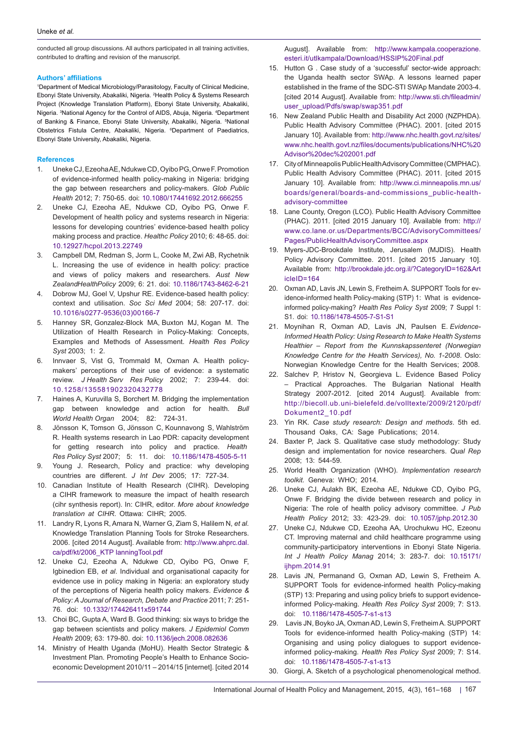conducted all group discussions. All authors participated in all training activities, contributed to drafting and revision of the manuscript.

#### Authors' affiliations

[1]Department of Medical Microbiology/Parasitology, Faculty of Clinical Medicine, Ebonyi State University, Abakaliki, Nigeria. [2]Health Policy & Systems Research Project (Knowledge Translation Platform), Ebonyi State University, Abakaliki, Nigeria. [3]National Agency for the Control of AIDS, Abuja, Nigeria. [4]Department of Banking & Finance, Ebonyi State University, Abakaliki, Nigeria. [5]National Obstetrics Fistula Centre, Abakaliki, Nigeria. [6]Department of Paediatrics, Ebonyi State University, Abakaliki, Nigeria.

#### References

1. Uneke CJ, Ezeoha AE, Ndukwe CD, Oyibo PG, Onwe F. Promotion of evidence-informed health policy-making in Nigeria: bridging the gap between researchers and policy-makers. *Glob Public Health* 2012; 7: 750-65. doi: 10.1080/17441692.2012.666255
2. Uneke CJ, Ezeoha AE, Ndukwe CD, Oyibo PG, Onwe F. Development of health policy and systems research in Nigeria: lessons for developing countries' evidence-based health policy making process and practice. *Healthc Policy* 2010; 6: 48-65. doi: 10.12927/hcpol.2013.22749
3. Campbell DM, Redman S, Jorm L, Cooke M, Zwi AB, Rychetnik L. Increasing the use of evidence in health policy: practice and views of policy makers and researchers. *Aust New ZealandHealthPolicy* 2009; 6: 21. doi: 10.1186/1743-8462-6-21
4. Dobrow MJ, Goel V, Upshur RE. Evidence-based health policy: context and utilisation. *Soc Sci Med* 2004; 58: 207-17. doi: 10.1016/s0277-9536(03)00166-7
5. Hanney SR, Gonzalez-Block MA, Buxton MJ, Kogan M. The Utilization of Health Research in Policy-Making: Concepts, Examples and Methods of Assessment. *Health Res Policy Syst* 2003; 1: 2.
6. Innvaer S, Vist G, Trommald M, Oxman A. Health policy-makers' perceptions of their use of evidence: a systematic review. *J Health Serv Res Policy* 2002; 7: 239-44. doi: 10.1258/135581902320432778
7. Haines A, Kuruvilla S, Borchert M. Bridging the implementation gap between knowledge and action for health. *Bull World Health Organ* 2004; 82: 724-31.
8. Jönsson K, Tomson G, Jönsson C, Kounnavong S, Wahlström R. Health systems research in Lao PDR: capacity development for getting research into policy and practice. *Health Res Policy Syst* 2007; 5: 11. doi: 10.1186/1478-4505-5-11
9. Young J. Research, Policy and practice: why developing countries are different. *J Int Dev* 2005; 17: 727-34.
10. Canadian Institute of Health Research (CIHR). Developing a CIHR framework to measure the impact of health research (cihr synthesis report). In: CIHR, editor. *More about knowledge translation at CIHR*. Ottawa: CIHR; 2005.
11. Landry R, Lyons R, Amara N, Warner G, Ziam S, Halilem N, *et al*. Knowledge Translation Planning Tools for Stroke Researchers. 2006. [cited 2014 August]. Available from: http://www.ahprc.dal.ca/pdf/kt/2006_KTP lanningTool.pdf
12. Uneke CJ, Ezeoha A, Ndukwe CD, Oyibo PG, Onwe F, Igbinedion EB, *et al*. Individual and organisational capacity for evidence use in policy making in Nigeria: an exploratory study of the perceptions of Nigeria health policy makers. *Evidence & Policy: A Journal of Research, Debate and Practice* 2011; 7: 251-76. doi: 10.1332/174426411x591744
13. Choi BC, Gupta A, Ward B. Good thinking: six ways to bridge the gap between scientists and policy makers. *J Epidemiol Comm Health* 2009; 63: 179-80. doi: 10.1136/jech.2008.082636
14. Ministry of Health Uganda (MoHU). Health Sector Strategic & Investment Plan. Promoting People's Health to Enhance Socio-economic Development 2010/11 – 2014/15 [internet]. [cited 2014 August]. Available from: http://www.kampala.cooperazione.esteri.it/utlkampala/Download/HSSIP%20Final.pdf
15. Hutton G . Case study of a 'successful' sector-wide approach: the Uganda health sector SWAp. A lessons learned paper established in the frame of the SDC-STI SWAp Mandate 2003-4. [cited 2014 August]. Available from: http://www.sti.ch/fileadmin/user_upload/Pdfs/swap/swap351.pdf
16. New Zealand Public Health and Disability Act 2000 (NZPHDA). Public Health Advisory Committee (PHAC). 2001. [cited 2015 January 10]. Available from: http://www.nhc.health.govt.nz/sites/www.nhc.health.govt.nz/files/documents/publications/NHC%20Advisor%20dec%202001.pdf
17. City of Minneapolis Public Health Advisory Committee (CMPHAC). Public Health Advisory Committee (PHAC). 2011. [cited 2015 January 10]. Available from: http://www.ci.minneapolis.mn.us/boards/general/boards-and-commissions_public-health-advisory-committee
18. Lane County, Oregon (LCO). Public Health Advisory Committee (PHAC). 2011. [cited 2015 January 10]. Available from: http://www.co.lane.or.us/Departments/BCC/AdvisoryCommittees/Pages/PublicHealthAdvisoryCommittee.aspx
19. Myers-JDC-Brookdale Institute, Jerusalem (MJDIS). Health Policy Advisory Committee. 2011. [cited 2015 January 10]. Available from: http://brookdale.jdc.org.il/?CategoryID=162&ArticleID=164
20. Oxman AD, Lavis JN, Lewin S, Fretheim A. SUPPORT Tools for evidence-informed health Policy-making (STP) 1: What is evidence-informed policy-making? *Health Res Policy Syst* 2009; 7 Suppl 1: S1. doi: 10.1186/1478-4505-7-S1-S1
21. Moynihan R, Oxman AD, Lavis JN, Paulsen E. *Evidence-Informed Health Policy: Using Research to Make Health Systems Healthier – Report from the Kunnskapssenteret (Norwegian Knowledge Centre for the Health Services), No. 1-2008*. Oslo: Norwegian Knowledge Centre for the Health Services; 2008.
22. Salchev P, Hristov N, Georgieva L. Evidence Based Policy – Practical Approaches. The Bulgarian National Health Strategy 2007-2012. [cited 2014 August]. Available from: http://biecoll.ub.uni-bielefeld.de/volltexte/2009/2120/pdf/Dokument2_10.pdf
23. Yin RK. *Case study research: Design and methods*. 5th ed. Thousand Oaks, CA: Sage Publications; 2014.
24. Baxter P, Jack S. Qualitative case study methodology: Study design and implementation for novice researchers. *Qual Rep* 2008; 13: 544-59.
25. World Health Organization (WHO). *Implementation research toolkit*. Geneva: WHO; 2014.
26. Uneke CJ, Aulakh BK, Ezeoha AE, Ndukwe CD, Oyibo PG, Onwe F. Bridging the divide between research and policy in Nigeria: The role of health policy advisory committee. *J Pub Health Policy* 2012; 33: 423-29. doi: 10.1057/jphp.2012.30
27. Uneke CJ, Ndukwe CD, Ezeoha AA, Urochukwu HC, Ezeonu CT. Improving maternal and child healthcare programme using community-participatory interventions in Ebonyi State Nigeria. *Int J Health Policy Manag* 2014; 3: 283-7. doi: 10.15171/ijhpm.2014.91
28. Lavis JN, Permanand G, Oxman AD, Lewin S, Fretheim A. SUPPORT Tools for evidence-informed health Policy-making (STP) 13: Preparing and using policy briefs to support evidence-informed Policy-making. *Health Res Policy Syst* 2009; 7: S13. doi: 10.1186/1478-4505-7-s1-s13
29. Lavis JN, Boyko JA, Oxman AD, Lewin S, Fretheim A. SUPPORT Tools for evidence-informed health Policy-making (STP) 14: Organising and using policy dialogues to support evidence-informed policy-making. *Health Res Policy Syst* 2009; 7: S14. doi: 10.1186/1478-4505-7-s1-s13
30. Giorgi, A. Sketch of a psychological phenomenological method.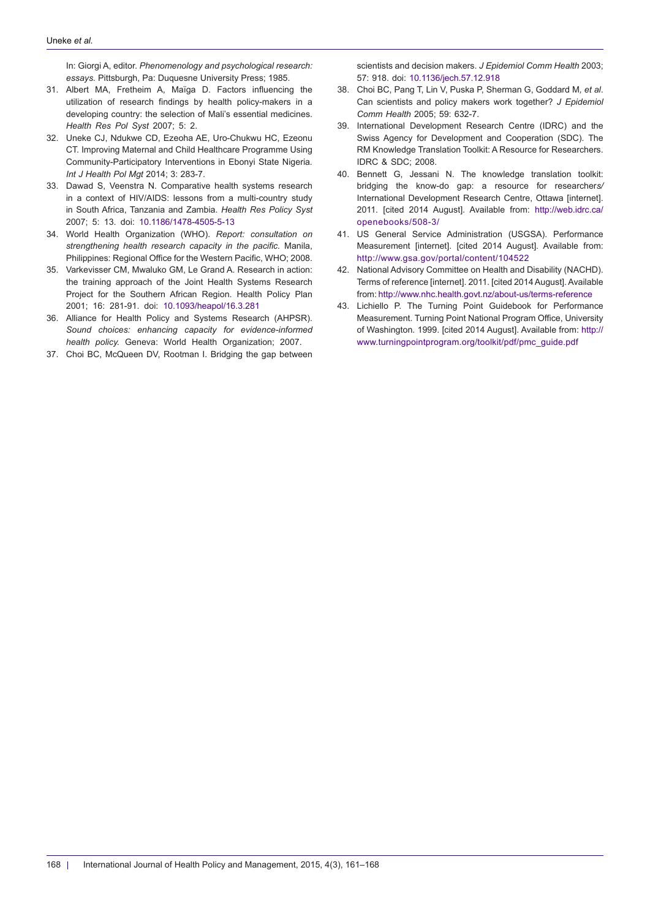In: Giorgi A, editor. *Phenomenology and psychological research: essays.* Pittsburgh, Pa: Duquesne University Press; 1985.

31. Albert MA, Fretheim A, Maïga D. Factors influencing the utilization of research findings by health policy-makers in a developing country: the selection of Mali's essential medicines. *Health Res Pol Syst* 2007; 5: 2.
32. Uneke CJ, Ndukwe CD, Ezeoha AE, Uro-Chukwu HC, Ezeonu CT. Improving Maternal and Child Healthcare Programme Using Community-Participatory Interventions in Ebonyi State Nigeria. *Int J Health Pol Mgt* 2014; 3: 283-7.
33. Dawad S, Veenstra N. Comparative health systems research in a context of HIV/AIDS: lessons from a multi-country study in South Africa, Tanzania and Zambia. *Health Res Policy Syst* 2007; 5: 13. doi: 10.1186/1478-4505-5-13
34. World Health Organization (WHO). *Report: consultation on strengthening health research capacity in the pacific.* Manila, Philippines: Regional Office for the Western Pacific, WHO; 2008.
35. Varkevisser CM, Mwaluko GM, Le Grand A. Research in action: the training approach of the Joint Health Systems Research Project for the Southern African Region. Health Policy Plan 2001; 16: 281-91. doi: 10.1093/heapol/16.3.281
36. Alliance for Health Policy and Systems Research (AHPSR). *Sound choices: enhancing capacity for evidence-informed health policy.* Geneva: World Health Organization; 2007.
37. Choi BC, McQueen DV, Rootman I. Bridging the gap between scientists and decision makers. *J Epidemiol Comm Health* 2003; 57: 918. doi: 10.1136/jech.57.12.918
38. Choi BC, Pang T, Lin V, Puska P, Sherman G, Goddard M, *et al*. Can scientists and policy makers work together? *J Epidemiol Comm Health* 2005; 59: 632-7.
39. International Development Research Centre (IDRC) and the Swiss Agency for Development and Cooperation (SDC). The RM Knowledge Translation Toolkit: A Resource for Researchers. IDRC & SDC; 2008.
40. Bennett G, Jessani N. The knowledge translation toolkit: bridging the know-do gap: a resource for researchers/ International Development Research Centre, Ottawa [internet]. 2011. [cited 2014 August]. Available from: http://web.idrc.ca/openebooks/508-3/
41. US General Service Administration (USGSA). Performance Measurement [internet]. [cited 2014 August]. Available from: http://www.gsa.gov/portal/content/104522
42. National Advisory Committee on Health and Disability (NACHD). Terms of reference [internet]. 2011. [cited 2014 August]. Available from: http://www.nhc.health.govt.nz/about-us/terms-reference
43. Lichiello P. The Turning Point Guidebook for Performance Measurement. Turning Point National Program Office, University of Washington. 1999. [cited 2014 August]. Available from: http://www.turningpointprogram.org/toolkit/pdf/pmc_guide.pdf